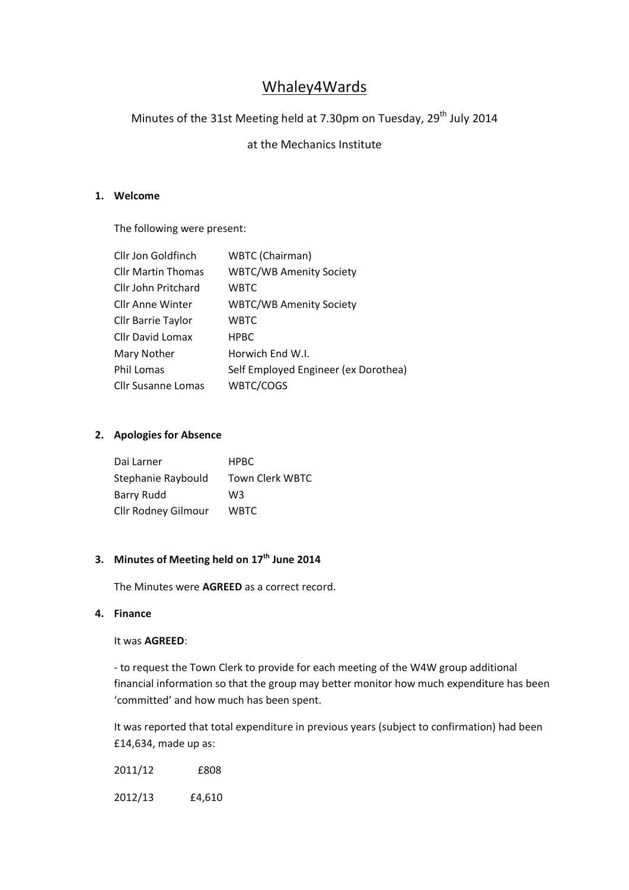# Whaley4Wards

Minutes of the 31st Meeting held at 7.30pm on Tuesday, 29th July 2014

at the Mechanics Institute

## 1. Welcome

The following were present:

| | |
|---|---|
| Cllr Jon Goldfinch | WBTC (Chairman) |
| Cllr Martin Thomas | WBTC/WB Amenity Society |
| Cllr John Pritchard | WBTC |
| Cllr Anne Winter | WBTC/WB Amenity Society |
| Cllr Barrie Taylor | WBTC |
| Cllr David Lomax | HPBC |
| Mary Nother | Horwich End W.I. |
| Phil Lomas | Self Employed Engineer (ex Dorothea) |
| Cllr Susanne Lomas | WBTC/COGS |

## 2. Apologies for Absence

| | |
|---|---|
| Dai Larner | HPBC |
| Stephanie Raybould | Town Clerk WBTC |
| Barry Rudd | W3 |
| Cllr Rodney Gilmour | WBTC |

## 3. Minutes of Meeting held on 17th June 2014

The Minutes were **AGREED** as a correct record.

## 4. Finance

It was **AGREED**:

- to request the Town Clerk to provide for each meeting of the W4W group additional financial information so that the group may better monitor how much expenditure has been 'committed' and how much has been spent.

It was reported that total expenditure in previous years (subject to confirmation) had been £14,634, made up as:

| | |
|---|---|
| 2011/12 | £808 |
| 2012/13 | £4,610 |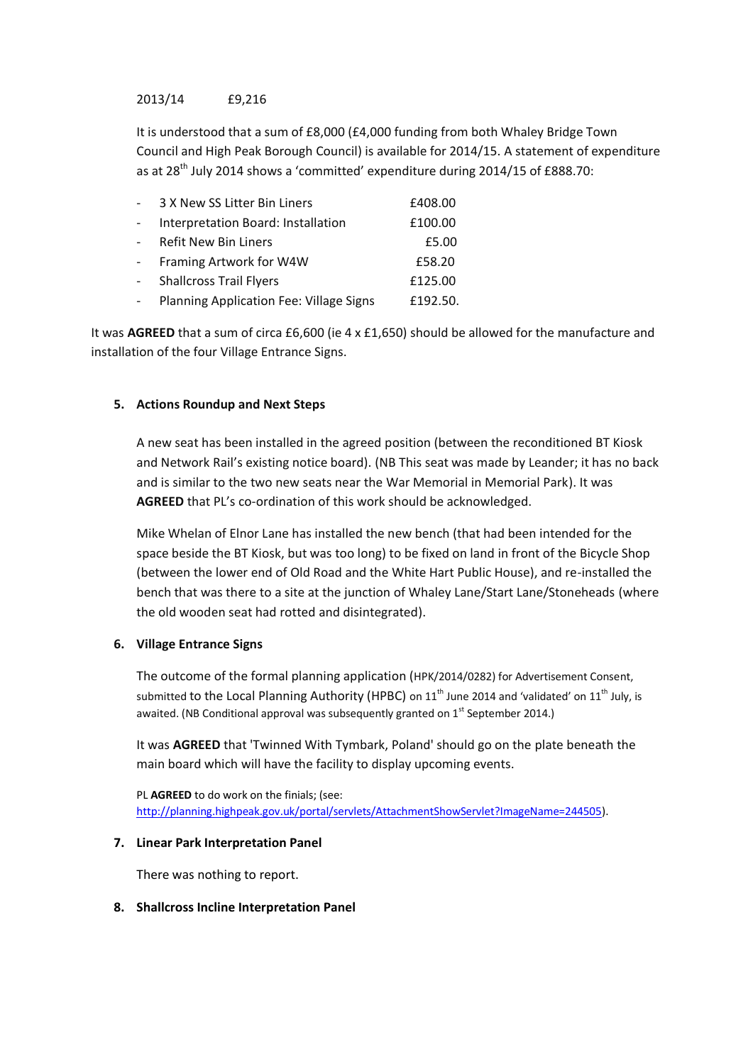2013/14 £9,216

It is understood that a sum of £8,000 (£4,000 funding from both Whaley Bridge Town Council and High Peak Borough Council) is available for 2014/15. A statement of expenditure as at 28th July 2014 shows a 'committed' expenditure during 2014/15 of £888.70:

- 3 X New SS Litter Bin Liners £408.00
- Interpretation Board: Installation £100.00
- Refit New Bin Liners £5.00
- Framing Artwork for W4W £58.20
- Shallcross Trail Flyers £125.00
- Planning Application Fee: Village Signs £192.50.

It was **AGREED** that a sum of circa £6,600 (ie 4 x £1,650) should be allowed for the manufacture and installation of the four Village Entrance Signs.

## 5. Actions Roundup and Next Steps

A new seat has been installed in the agreed position (between the reconditioned BT Kiosk and Network Rail's existing notice board). (NB This seat was made by Leander; it has no back and is similar to the two new seats near the War Memorial in Memorial Park). It was **AGREED** that PL's co-ordination of this work should be acknowledged.

Mike Whelan of Elnor Lane has installed the new bench (that had been intended for the space beside the BT Kiosk, but was too long) to be fixed on land in front of the Bicycle Shop (between the lower end of Old Road and the White Hart Public House), and re-installed the bench that was there to a site at the junction of Whaley Lane/Start Lane/Stoneheads (where the old wooden seat had rotted and disintegrated).

## 6. Village Entrance Signs

The outcome of the formal planning application (HPK/2014/0282) for Advertisement Consent, submitted to the Local Planning Authority (HPBC) on 11th June 2014 and 'validated' on 11th July, is awaited. (NB Conditional approval was subsequently granted on 1st September 2014.)

It was **AGREED** that 'Twinned With Tymbark, Poland' should go on the plate beneath the main board which will have the facility to display upcoming events.

PL **AGREED** to do work on the finials; (see: http://planning.highpeak.gov.uk/portal/servlets/AttachmentShowServlet?ImageName=244505).

## 7. Linear Park Interpretation Panel

There was nothing to report.

## 8. Shallcross Incline Interpretation Panel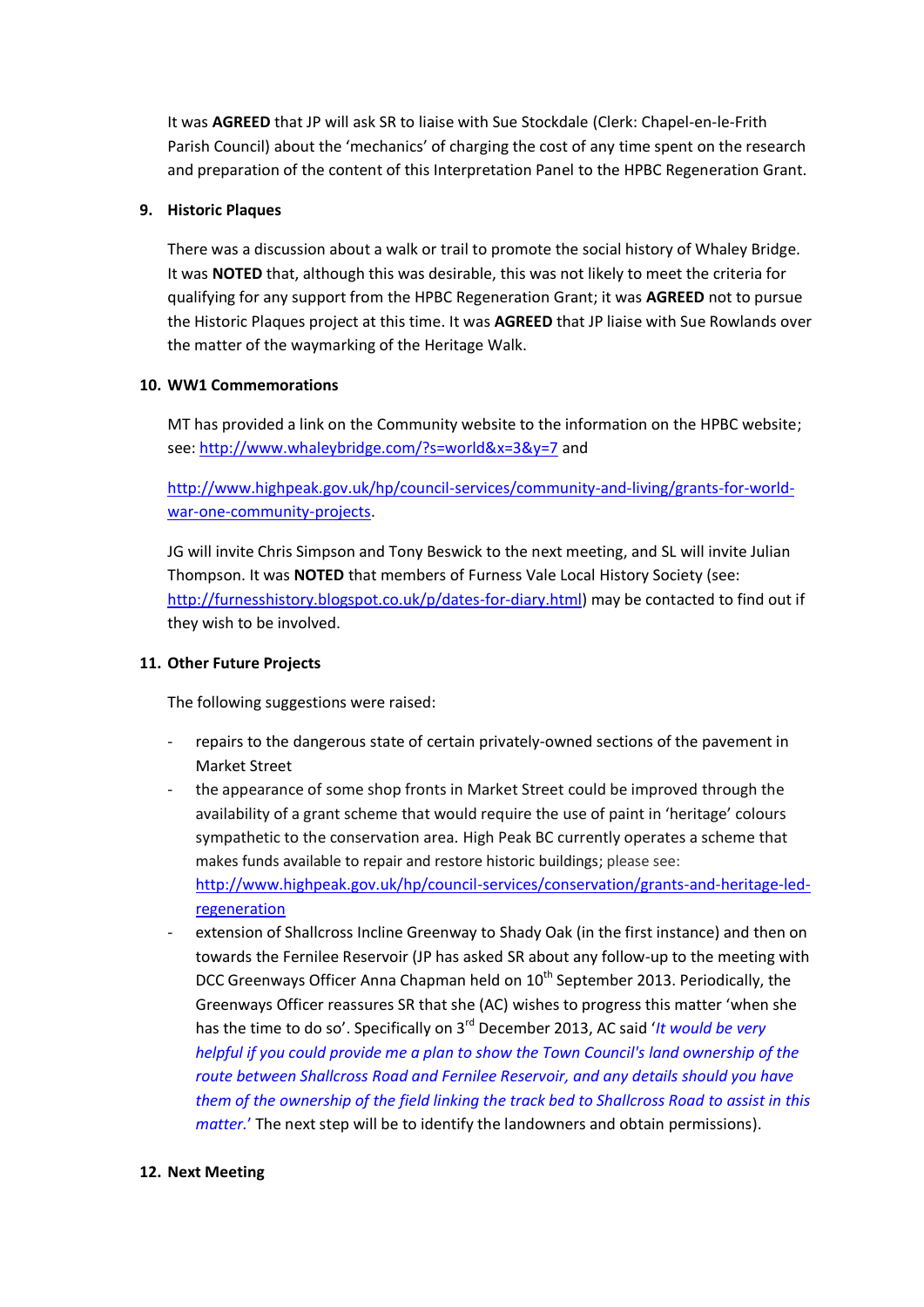It was **AGREED** that JP will ask SR to liaise with Sue Stockdale (Clerk: Chapel-en-le-Frith Parish Council) about the 'mechanics' of charging the cost of any time spent on the research and preparation of the content of this Interpretation Panel to the HPBC Regeneration Grant.

## 9. Historic Plaques

There was a discussion about a walk or trail to promote the social history of Whaley Bridge. It was **NOTED** that, although this was desirable, this was not likely to meet the criteria for qualifying for any support from the HPBC Regeneration Grant; it was **AGREED** not to pursue the Historic Plaques project at this time. It was **AGREED** that JP liaise with Sue Rowlands over the matter of the waymarking of the Heritage Walk.

## 10. WW1 Commemorations

MT has provided a link on the Community website to the information on the HPBC website; see: http://www.whaleybridge.com/?s=world&x=3&y=7 and

http://www.highpeak.gov.uk/hp/council-services/community-and-living/grants-for-world-war-one-community-projects.

JG will invite Chris Simpson and Tony Beswick to the next meeting, and SL will invite Julian Thompson. It was **NOTED** that members of Furness Vale Local History Society (see: http://furnesshistory.blogspot.co.uk/p/dates-for-diary.html) may be contacted to find out if they wish to be involved.

## 11. Other Future Projects

The following suggestions were raised:

- repairs to the dangerous state of certain privately-owned sections of the pavement in Market Street
- the appearance of some shop fronts in Market Street could be improved through the availability of a grant scheme that would require the use of paint in 'heritage' colours sympathetic to the conservation area. High Peak BC currently operates a scheme that makes funds available to repair and restore historic buildings; please see: http://www.highpeak.gov.uk/hp/council-services/conservation/grants-and-heritage-led-regeneration
- extension of Shallcross Incline Greenway to Shady Oak (in the first instance) and then on towards the Fernilee Reservoir (JP has asked SR about any follow-up to the meeting with DCC Greenways Officer Anna Chapman held on 10th September 2013. Periodically, the Greenways Officer reassures SR that she (AC) wishes to progress this matter 'when she has the time to do so'. Specifically on 3rd December 2013, AC said '*It would be very helpful if you could provide me a plan to show the Town Council's land ownership of the route between Shallcross Road and Fernilee Reservoir, and any details should you have them of the ownership of the field linking the track bed to Shallcross Road to assist in this matter.*' The next step will be to identify the landowners and obtain permissions).

## 12. Next Meeting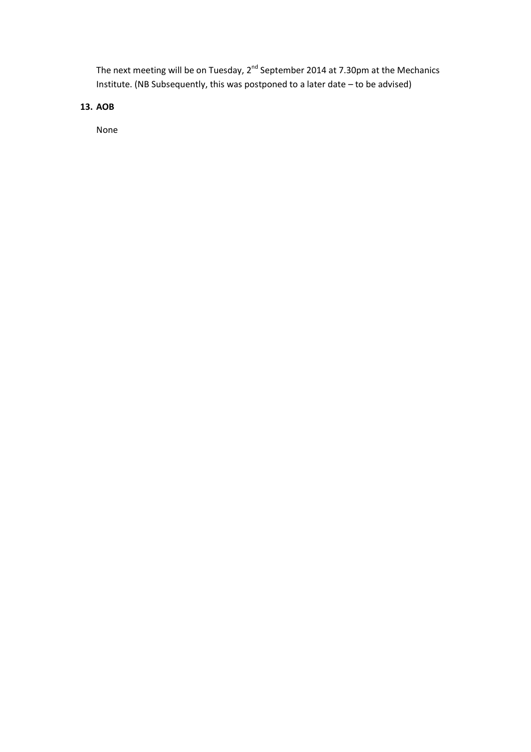The next meeting will be on Tuesday, 2nd September 2014 at 7.30pm at the Mechanics Institute. (NB Subsequently, this was postponed to a later date – to be advised)

**13. AOB**

None